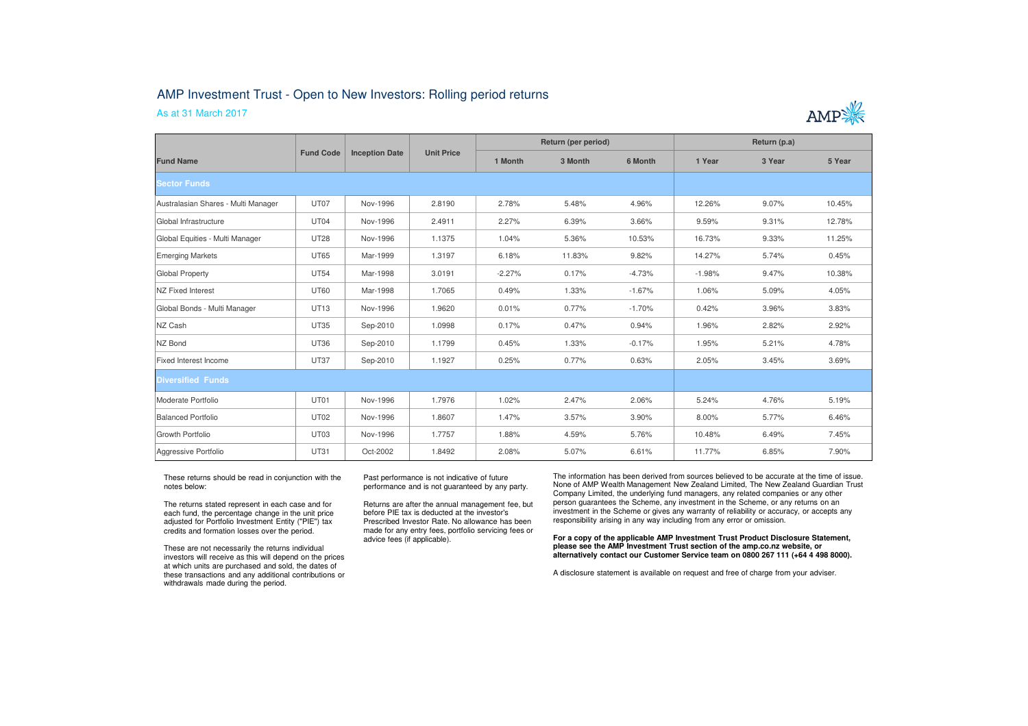# AMP Investment Trust - Open to New Investors: Rolling period returns

As at 31 March 2017

| Fund Name | Fund Code | Inception Date | Unit Price | Return (per period) | | | Return (p.a) | | |
|---|---|---|---|---|---|---|---|---|---|
| | | | | 1 Month | 3 Month | 6 Month | 1 Year | 3 Year | 5 Year |
| **Sector Funds** | | | | | | | | | |
| Australasian Shares - Multi Manager | UT07 | Nov-1996 | 2.8190 | 2.78% | 5.48% | 4.96% | 12.26% | 9.07% | 10.45% |
| Global Infrastructure | UT04 | Nov-1996 | 2.4911 | 2.27% | 6.39% | 3.66% | 9.59% | 9.31% | 12.78% |
| Global Equities - Multi Manager | UT28 | Nov-1996 | 1.1375 | 1.04% | 5.36% | 10.53% | 16.73% | 9.33% | 11.25% |
| Emerging Markets | UT65 | Mar-1999 | 1.3197 | 6.18% | 11.83% | 9.82% | 14.27% | 5.74% | 0.45% |
| Global Property | UT54 | Mar-1998 | 3.0191 | -2.27% | 0.17% | -4.73% | -1.98% | 9.47% | 10.38% |
| NZ Fixed Interest | UT60 | Mar-1998 | 1.7065 | 0.49% | 1.33% | -1.67% | 1.06% | 5.09% | 4.05% |
| Global Bonds - Multi Manager | UT13 | Nov-1996 | 1.9620 | 0.01% | 0.77% | -1.70% | 0.42% | 3.96% | 3.83% |
| NZ Cash | UT35 | Sep-2010 | 1.0998 | 0.17% | 0.47% | 0.94% | 1.96% | 2.82% | 2.92% |
| NZ Bond | UT36 | Sep-2010 | 1.1799 | 0.45% | 1.33% | -0.17% | 1.95% | 5.21% | 4.78% |
| Fixed Interest Income | UT37 | Sep-2010 | 1.1927 | 0.25% | 0.77% | 0.63% | 2.05% | 3.45% | 3.69% |
| **Diversified Funds** | | | | | | | | | |
| Moderate Portfolio | UT01 | Nov-1996 | 1.7976 | 1.02% | 2.47% | 2.06% | 5.24% | 4.76% | 5.19% |
| Balanced Portfolio | UT02 | Nov-1996 | 1.8607 | 1.47% | 3.57% | 3.90% | 8.00% | 5.77% | 6.46% |
| Growth Portfolio | UT03 | Nov-1996 | 1.7757 | 1.88% | 4.59% | 5.76% | 10.48% | 6.49% | 7.45% |
| Aggressive Portfolio | UT31 | Oct-2002 | 1.8492 | 2.08% | 5.07% | 6.61% | 11.77% | 6.85% | 7.90% |

These returns should be read in conjunction with the notes below:

The returns stated represent in each case and for each fund, the percentage change in the unit price adjusted for Portfolio Investment Entity ("PIE") tax credits and formation losses over the period.

These are not necessarily the returns individual investors will receive as this will depend on the prices at which units are purchased and sold, the dates of these transactions and any additional contributions or withdrawals made during the period.

Past performance is not indicative of future performance and is not guaranteed by any party.

Returns are after the annual management fee, but before PIE tax is deducted at the investor's Prescribed Investor Rate. No allowance has been made for any entry fees, portfolio servicing fees or advice fees (if applicable).

The information has been derived from sources believed to be accurate at the time of issue. None of AMP Wealth Management New Zealand Limited, The New Zealand Guardian Trust Company Limited, the underlying fund managers, any related companies or any other person guarantees the Scheme, any investment in the Scheme, or any returns on an investment in the Scheme or gives any warranty of reliability or accuracy, or accepts any responsibility arising in any way including from any error or omission.

**For a copy of the applicable AMP Investment Trust Product Disclosure Statement, please see the AMP Investment Trust section of the amp.co.nz website, or alternatively contact our Customer Service team on 0800 267 111 (+64 4 498 8000).**

A disclosure statement is available on request and free of charge from your adviser.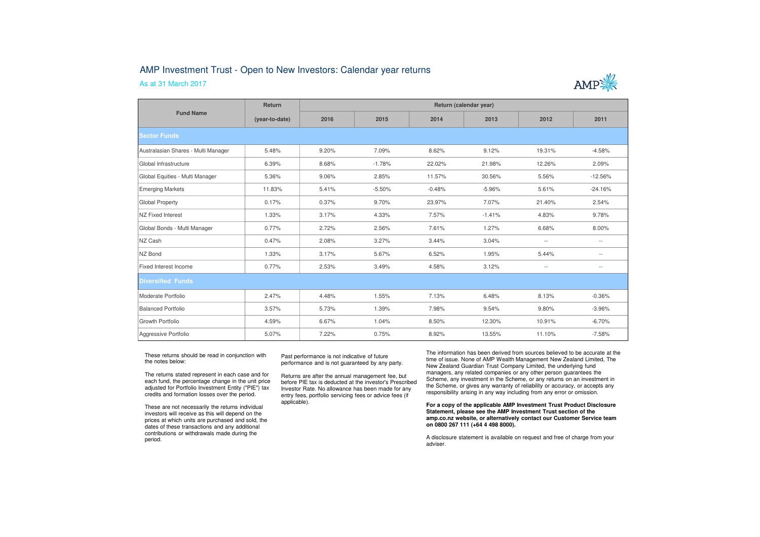# AMP Investment Trust - Open to New Investors: Calendar year returns

As at 31 March 2017

| Fund Name | Return (year-to-date) | Return (calendar year) | | | | | |
|---|---|---|---|---|---|---|---|
| | | 2016 | 2015 | 2014 | 2013 | 2012 | 2011 |
| **Sector Funds** | | | | | | | |
| Australasian Shares - Multi Manager | 5.48% | 9.20% | 7.09% | 8.62% | 9.12% | 19.31% | -4.58% |
| Global Infrastructure | 6.39% | 8.68% | -1.78% | 22.02% | 21.98% | 12.26% | 2.09% |
| Global Equities - Multi Manager | 5.36% | 9.06% | 2.85% | 11.57% | 30.56% | 5.56% | -12.56% |
| Emerging Markets | 11.83% | 5.41% | -5.50% | -0.48% | -5.96% | 5.61% | -24.16% |
| Global Property | 0.17% | 0.37% | 9.70% | 23.97% | 7.07% | 21.40% | 2.54% |
| NZ Fixed Interest | 1.33% | 3.17% | 4.33% | 7.57% | -1.41% | 4.83% | 9.78% |
| Global Bonds - Multi Manager | 0.77% | 2.72% | 2.56% | 7.61% | 1.27% | 6.68% | 8.00% |
| NZ Cash | 0.47% | 2.08% | 3.27% | 3.44% | 3.04% | -- | -- |
| NZ Bond | 1.33% | 3.17% | 5.67% | 6.52% | 1.95% | 5.44% | -- |
| Fixed Interest Income | 0.77% | 2.53% | 3.49% | 4.58% | 3.12% | -- | -- |
| **Diversified Funds** | | | | | | | |
| Moderate Portfolio | 2.47% | 4.48% | 1.55% | 7.13% | 6.48% | 8.13% | -0.36% |
| Balanced Portfolio | 3.57% | 5.73% | 1.39% | 7.98% | 9.54% | 9.80% | -3.96% |
| Growth Portfolio | 4.59% | 6.67% | 1.04% | 8.50% | 12.30% | 10.91% | -6.70% |
| Aggressive Portfolio | 5.07% | 7.22% | 0.75% | 8.92% | 13.55% | 11.10% | -7.58% |

These returns should be read in conjunction with the notes below:

The returns stated represent in each case and for each fund, the percentage change in the unit price adjusted for Portfolio Investment Entity ("PIE") tax credits and formation losses over the period.

These are not necessarily the returns individual investors will receive as this will depend on the prices at which units are purchased and sold, the dates of these transactions and any additional contributions or withdrawals made during the period.

Past performance is not indicative of future performance and is not guaranteed by any party.

Returns are after the annual management fee, but before PIE tax is deducted at the investor's Prescribed Investor Rate. No allowance has been made for any entry fees, portfolio servicing fees or advice fees (if applicable).

The information has been derived from sources believed to be accurate at the time of issue. None of AMP Wealth Management New Zealand Limited, The New Zealand Guardian Trust Company Limited, the underlying fund managers, any related companies or any other person guarantees the Scheme, any investment in the Scheme, or any returns on an investment in the Scheme, or gives any warranty of reliability or accuracy, or accepts any responsibility arising in any way including from any error or omission.

**For a copy of the applicable AMP Investment Trust Product Disclosure Statement, please see the AMP Investment Trust section of the amp.co.nz website, or alternatively contact our Customer Service team on 0800 267 111 (+64 4 498 8000).**

A disclosure statement is available on request and free of charge from your adviser.